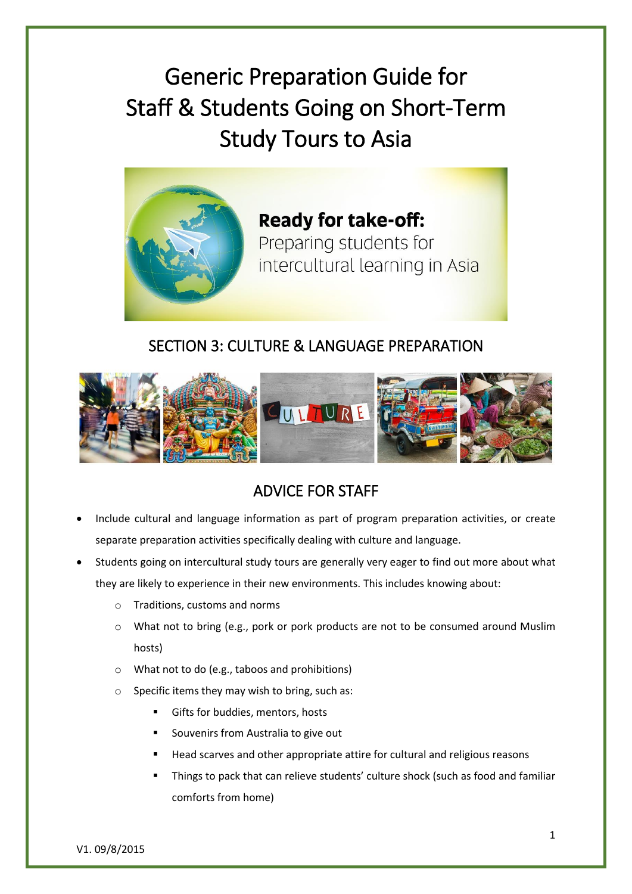# Generic Preparation Guide for Staff & Students Going on Short-Term Study Tours to Asia

**Ready for take-off:**
Preparing students for intercultural learning in Asia

## SECTION 3: CULTURE & LANGUAGE PREPARATION

## ADVICE FOR STAFF

- Include cultural and language information as part of program preparation activities, or create separate preparation activities specifically dealing with culture and language.
- Students going on intercultural study tours are generally very eager to find out more about what they are likely to experience in their new environments. This includes knowing about:
  - Traditions, customs and norms
  - What not to bring (e.g., pork or pork products are not to be consumed around Muslim hosts)
  - What not to do (e.g., taboos and prohibitions)
  - Specific items they may wish to bring, such as:
    - Gifts for buddies, mentors, hosts
    - Souvenirs from Australia to give out
    - Head scarves and other appropriate attire for cultural and religious reasons
    - Things to pack that can relieve students' culture shock (such as food and familiar comforts from home)

V1. 09/8/2015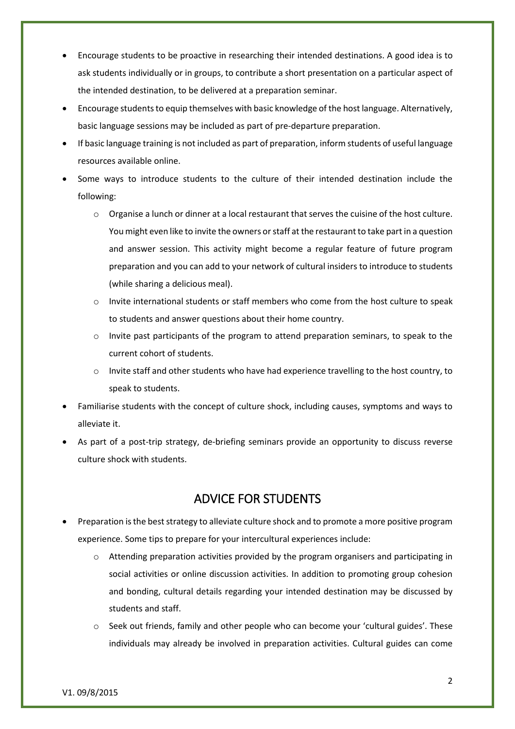- Encourage students to be proactive in researching their intended destinations. A good idea is to ask students individually or in groups, to contribute a short presentation on a particular aspect of the intended destination, to be delivered at a preparation seminar.
- Encourage students to equip themselves with basic knowledge of the host language. Alternatively, basic language sessions may be included as part of pre-departure preparation.
- If basic language training is not included as part of preparation, inform students of useful language resources available online.
- Some ways to introduce students to the culture of their intended destination include the following:
    - Organise a lunch or dinner at a local restaurant that serves the cuisine of the host culture. You might even like to invite the owners or staff at the restaurant to take part in a question and answer session. This activity might become a regular feature of future program preparation and you can add to your network of cultural insiders to introduce to students (while sharing a delicious meal).
    - Invite international students or staff members who come from the host culture to speak to students and answer questions about their home country.
    - Invite past participants of the program to attend preparation seminars, to speak to the current cohort of students.
    - Invite staff and other students who have had experience travelling to the host country, to speak to students.
- Familiarise students with the concept of culture shock, including causes, symptoms and ways to alleviate it.
- As part of a post-trip strategy, de-briefing seminars provide an opportunity to discuss reverse culture shock with students.

## ADVICE FOR STUDENTS

- Preparation is the best strategy to alleviate culture shock and to promote a more positive program experience. Some tips to prepare for your intercultural experiences include:
    - Attending preparation activities provided by the program organisers and participating in social activities or online discussion activities. In addition to promoting group cohesion and bonding, cultural details regarding your intended destination may be discussed by students and staff.
    - Seek out friends, family and other people who can become your 'cultural guides'. These individuals may already be involved in preparation activities. Cultural guides can come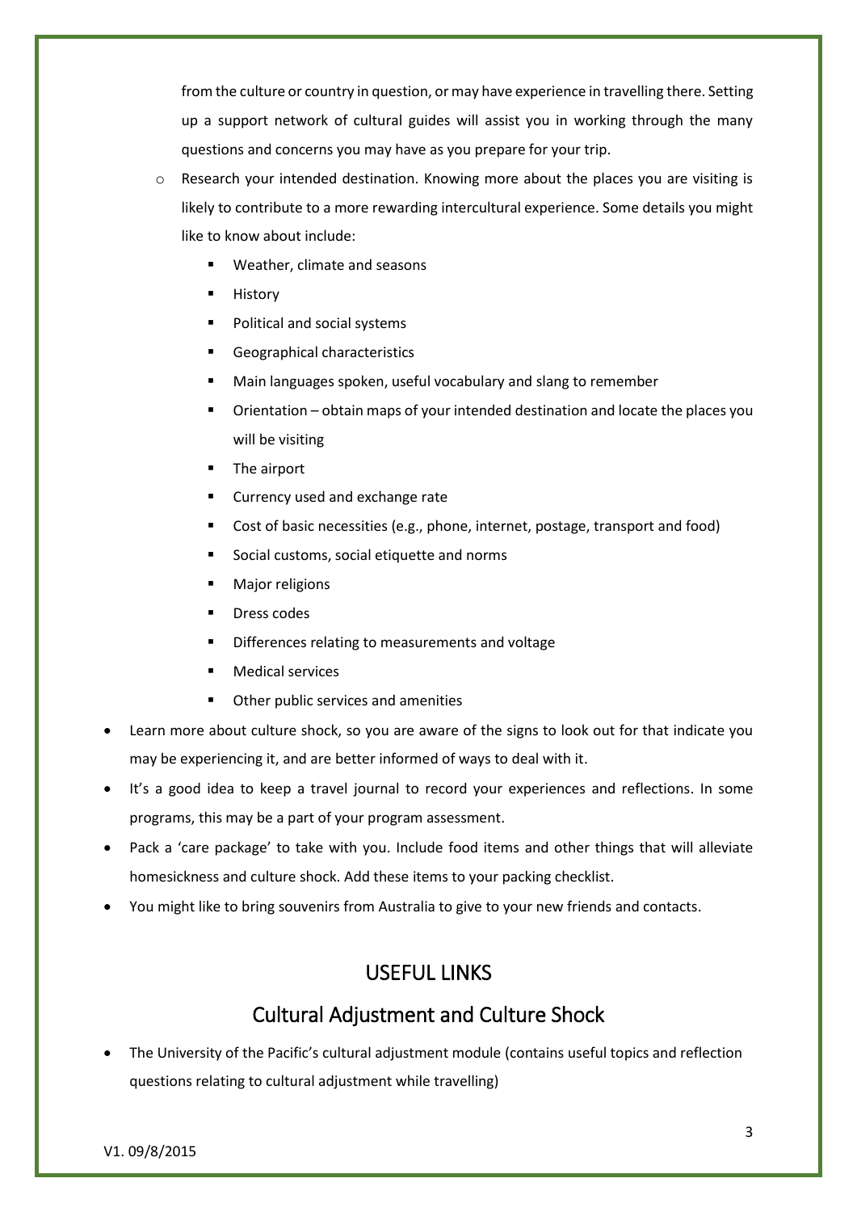from the culture or country in question, or may have experience in travelling there. Setting up a support network of cultural guides will assist you in working through the many questions and concerns you may have as you prepare for your trip.
  - Research your intended destination. Knowing more about the places you are visiting is likely to contribute to a more rewarding intercultural experience. Some details you might like to know about include:
    - Weather, climate and seasons
    - History
    - Political and social systems
    - Geographical characteristics
    - Main languages spoken, useful vocabulary and slang to remember
    - Orientation – obtain maps of your intended destination and locate the places you will be visiting
    - The airport
    - Currency used and exchange rate
    - Cost of basic necessities (e.g., phone, internet, postage, transport and food)
    - Social customs, social etiquette and norms
    - Major religions
    - Dress codes
    - Differences relating to measurements and voltage
    - Medical services
    - Other public services and amenities
- Learn more about culture shock, so you are aware of the signs to look out for that indicate you may be experiencing it, and are better informed of ways to deal with it.
- It's a good idea to keep a travel journal to record your experiences and reflections. In some programs, this may be a part of your program assessment.
- Pack a 'care package' to take with you. Include food items and other things that will alleviate homesickness and culture shock. Add these items to your packing checklist.
- You might like to bring souvenirs from Australia to give to your new friends and contacts.

# USEFUL LINKS

## Cultural Adjustment and Culture Shock

- The University of the Pacific's cultural adjustment module (contains useful topics and reflection questions relating to cultural adjustment while travelling)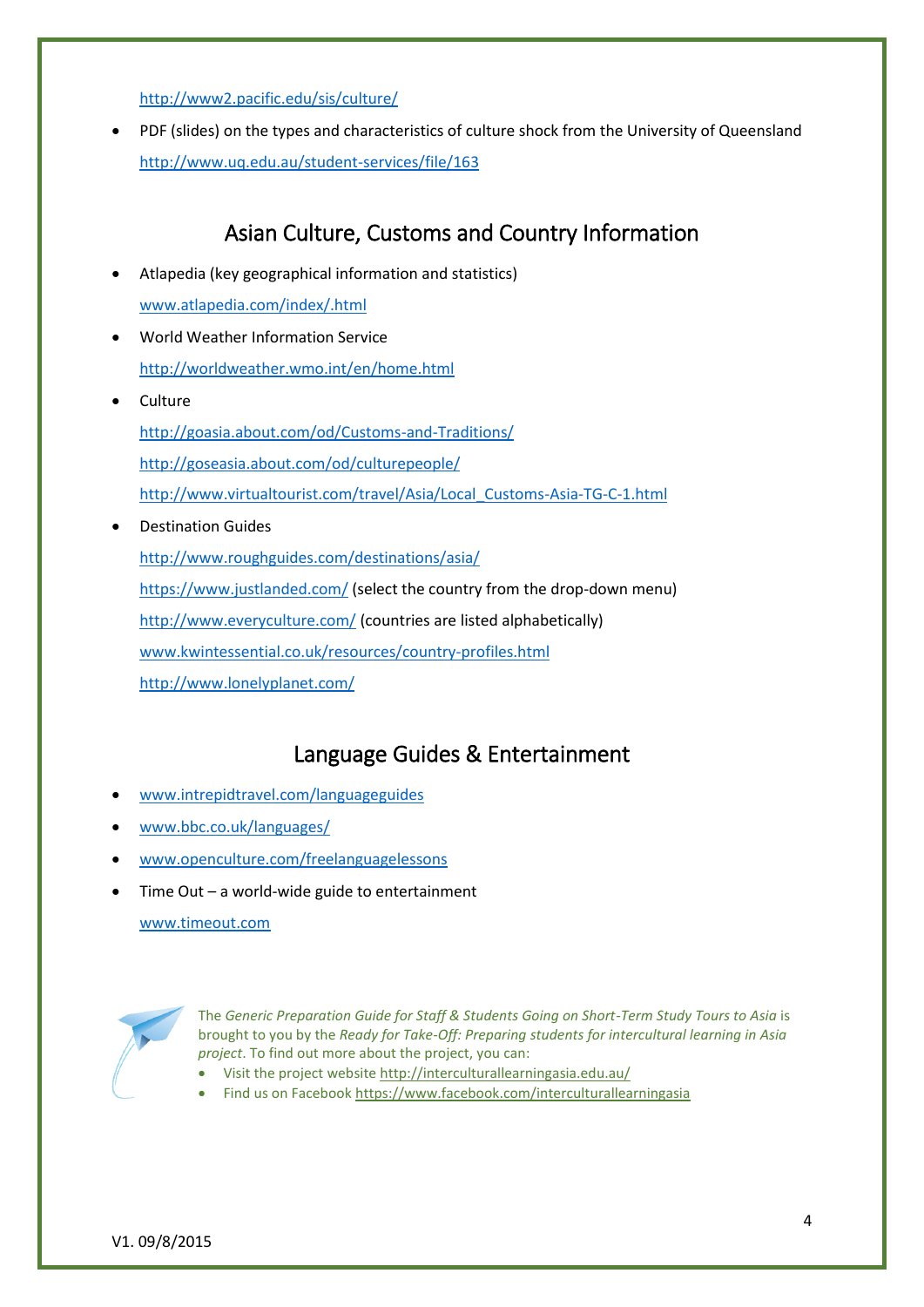http://www2.pacific.edu/sis/culture/

- PDF (slides) on the types and characteristics of culture shock from the University of Queensland
  http://www.uq.edu.au/student-services/file/163

## Asian Culture, Customs and Country Information

- Atlapedia (key geographical information and statistics)
  www.atlapedia.com/index/.html
- World Weather Information Service
  http://worldweather.wmo.int/en/home.html
- Culture
  http://goasia.about.com/od/Customs-and-Traditions/
  http://goseasia.about.com/od/culturepeople/
  http://www.virtualtourist.com/travel/Asia/Local_Customs-Asia-TG-C-1.html
- Destination Guides
  http://www.roughguides.com/destinations/asia/
  https://www.justlanded.com/ (select the country from the drop-down menu)
  http://www.everyculture.com/ (countries are listed alphabetically)
  www.kwintessential.co.uk/resources/country-profiles.html
  http://www.lonelyplanet.com/

## Language Guides & Entertainment

- www.intrepidtravel.com/languageguides
- www.bbc.co.uk/languages/
- www.openculture.com/freelanguagelessons
- Time Out – a world-wide guide to entertainment
  www.timeout.com

The *Generic Preparation Guide for Staff & Students Going on Short-Term Study Tours to Asia* is brought to you by the *Ready for Take-Off: Preparing students for intercultural learning in Asia project*. To find out more about the project, you can:

- Visit the project website http://interculturallearningasia.edu.au/
- Find us on Facebook https://www.facebook.com/interculturallearningasia

V1. 09/8/2015